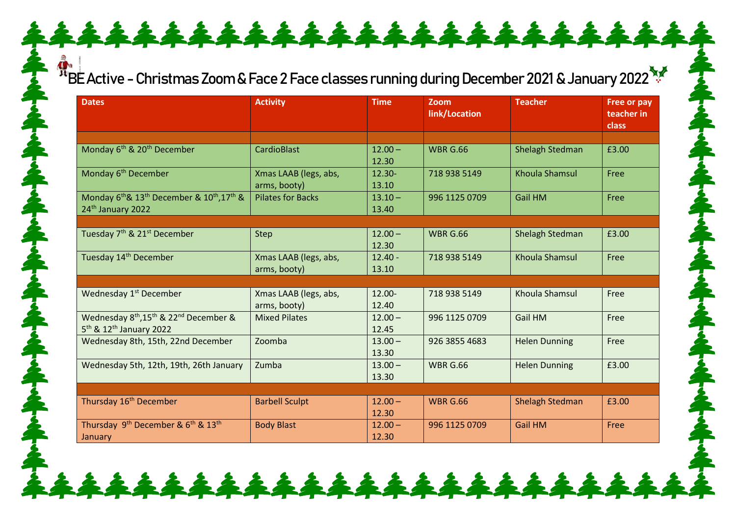# BE Active - Christmas Zoom & Face 2 Face classes running during December 2021 & January 2022

| Dates | Activity | Time | Zoom link/Location | Teacher | Free or pay teacher in class |
|---|---|---|---|---|---|
| | | | | | |
| Monday 6th & 20th December | CardioBlast | 12.00 – 12.30 | WBR G.66 | Shelagh Stedman | £3.00 |
| Monday 6th December | Xmas LAAB (legs, abs, arms, booty) | 12.30-13.10 | 718 938 5149 | Khoula Shamsul | Free |
| Monday 6th& 13th December & 10th,17th & 24th January 2022 | Pilates for Backs | 13.10 – 13.40 | 996 1125 0709 | Gail HM | Free |
| | | | | | |
| Tuesday 7th & 21st December | Step | 12.00 – 12.30 | WBR G.66 | Shelagh Stedman | £3.00 |
| Tuesday 14th December | Xmas LAAB (legs, abs, arms, booty) | 12.40 - 13.10 | 718 938 5149 | Khoula Shamsul | Free |
| | | | | | |
| Wednesday 1st December | Xmas LAAB (legs, abs, arms, booty) | 12.00-12.40 | 718 938 5149 | Khoula Shamsul | Free |
| Wednesday 8th,15th & 22nd December & 5th & 12th January 2022 | Mixed Pilates | 12.00 – 12.45 | 996 1125 0709 | Gail HM | Free |
| Wednesday 8th, 15th, 22nd December | Zoomba | 13.00 – 13.30 | 926 3855 4683 | Helen Dunning | Free |
| Wednesday 5th, 12th, 19th, 26th January | Zumba | 13.00 – 13.30 | WBR G.66 | Helen Dunning | £3.00 |
| | | | | | |
| Thursday 16th December | Barbell Sculpt | 12.00 – 12.30 | WBR G.66 | Shelagh Stedman | £3.00 |
| Thursday 9th December & 6th & 13th January | Body Blast | 12.00 – 12.30 | 996 1125 0709 | Gail HM | Free |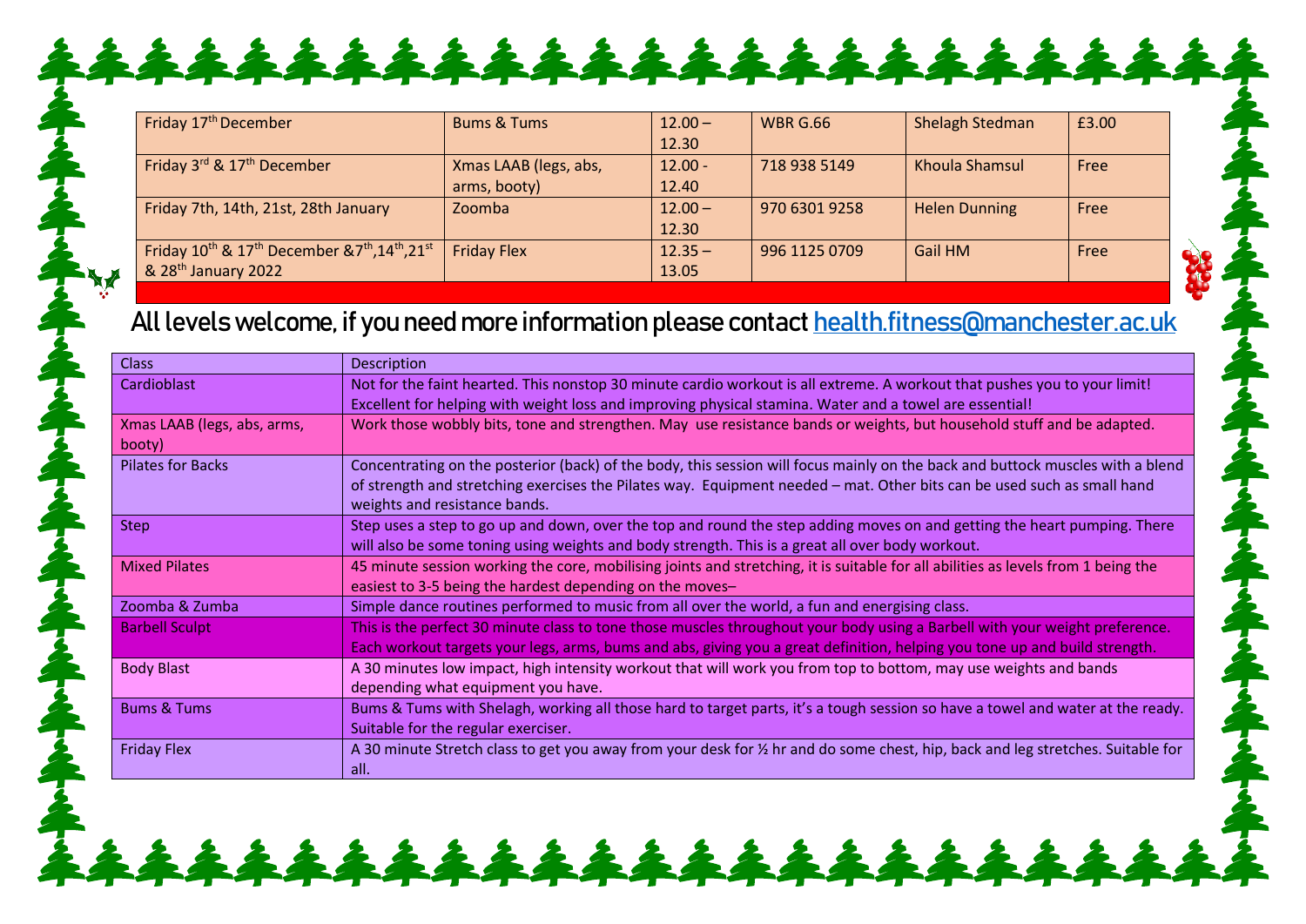| | | | | | |
|---|---|---|---|---|---|
| Friday 17th December | Bums & Tums | 12.00 – 12.30 | WBR G.66 | Shelagh Stedman | £3.00 |
| Friday 3rd & 17th December | Xmas LAAB (legs, abs, arms, booty) | 12.00 - 12.40 | 718 938 5149 | Khoula Shamsul | Free |
| Friday 7th, 14th, 21st, 28th January | Zoomba | 12.00 – 12.30 | 970 6301 9258 | Helen Dunning | Free |
| Friday 10th & 17th December &7th,14th,21st & 28th January 2022 | Friday Flex | 12.35 – 13.05 | 996 1125 0709 | Gail HM | Free |

All levels welcome, if you need more information please contact health.fitness@manchester.ac.uk

| Class | Description |
|---|---|
| Cardioblast | Not for the faint hearted. This nonstop 30 minute cardio workout is all extreme. A workout that pushes you to your limit! Excellent for helping with weight loss and improving physical stamina. Water and a towel are essential! |
| Xmas LAAB (legs, abs, arms, booty) | Work those wobbly bits, tone and strengthen. May use resistance bands or weights, but household stuff and be adapted. |
| Pilates for Backs | Concentrating on the posterior (back) of the body, this session will focus mainly on the back and buttock muscles with a blend of strength and stretching exercises the Pilates way. Equipment needed – mat. Other bits can be used such as small hand weights and resistance bands. |
| Step | Step uses a step to go up and down, over the top and round the step adding moves on and getting the heart pumping. There will also be some toning using weights and body strength. This is a great all over body workout. |
| Mixed Pilates | 45 minute session working the core, mobilising joints and stretching, it is suitable for all abilities as levels from 1 being the easiest to 3-5 being the hardest depending on the moves– |
| Zoomba & Zumba | Simple dance routines performed to music from all over the world, a fun and energising class. |
| Barbell Sculpt | This is the perfect 30 minute class to tone those muscles throughout your body using a Barbell with your weight preference. Each workout targets your legs, arms, bums and abs, giving you a great definition, helping you tone up and build strength. |
| Body Blast | A 30 minutes low impact, high intensity workout that will work you from top to bottom, may use weights and bands depending what equipment you have. |
| Bums & Tums | Bums & Tums with Shelagh, working all those hard to target parts, it's a tough session so have a towel and water at the ready. Suitable for the regular exerciser. |
| Friday Flex | A 30 minute Stretch class to get you away from your desk for ½ hr and do some chest, hip, back and leg stretches. Suitable for all. |